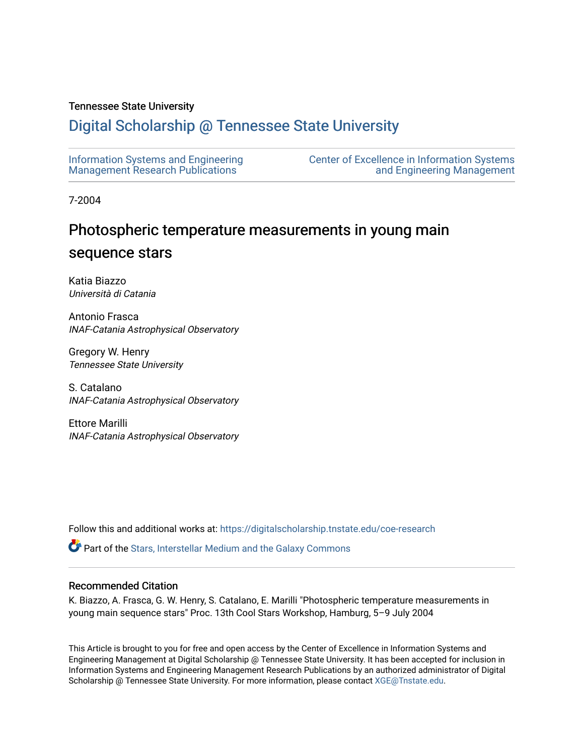Tennessee State University

# Digital Scholarship @ Tennessee State University

Information Systems and Engineering Management Research Publications

Center of Excellence in Information Systems and Engineering Management

7-2004

# Photospheric temperature measurements in young main sequence stars

Katia Biazzo
*Università di Catania*

Antonio Frasca
*INAF-Catania Astrophysical Observatory*

Gregory W. Henry
*Tennessee State University*

S. Catalano
*INAF-Catania Astrophysical Observatory*

Ettore Marilli
*INAF-Catania Astrophysical Observatory*

Follow this and additional works at: https://digitalscholarship.tnstate.edu/coe-research

Part of the Stars, Interstellar Medium and the Galaxy Commons

## Recommended Citation

K. Biazzo, A. Frasca, G. W. Henry, S. Catalano, E. Marilli "Photospheric temperature measurements in young main sequence stars" Proc. 13th Cool Stars Workshop, Hamburg, 5–9 July 2004

This Article is brought to you for free and open access by the Center of Excellence in Information Systems and Engineering Management at Digital Scholarship @ Tennessee State University. It has been accepted for inclusion in Information Systems and Engineering Management Research Publications by an authorized administrator of Digital Scholarship @ Tennessee State University. For more information, please contact XGE@Tnstate.edu.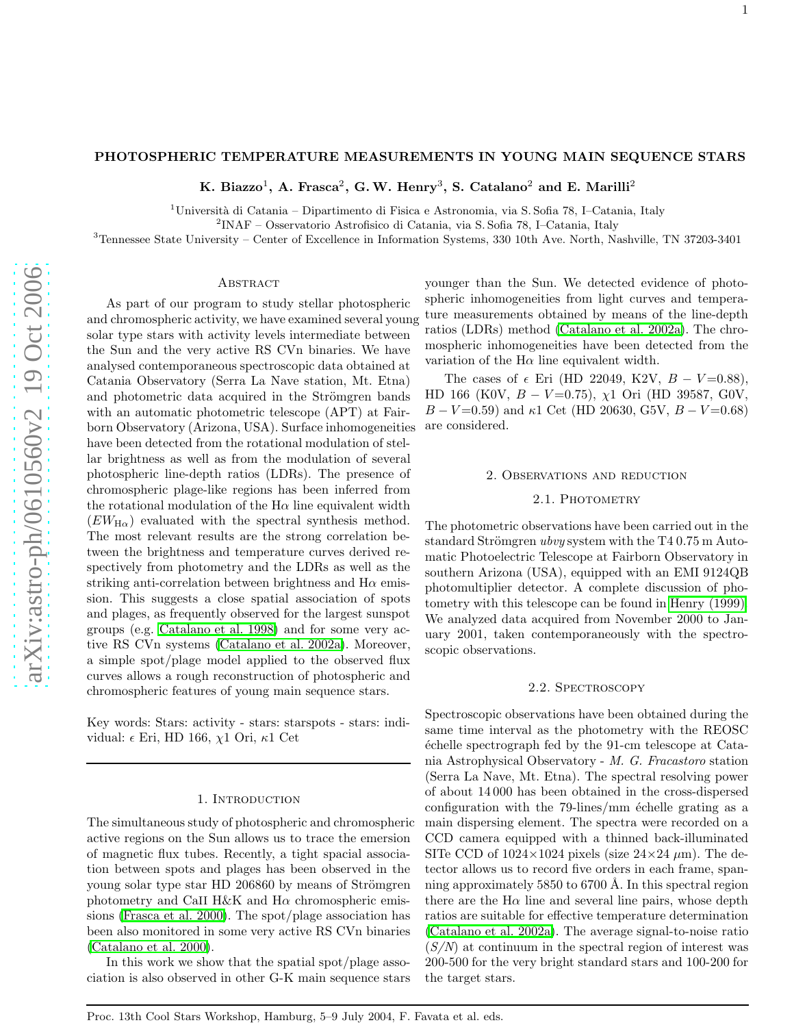# PHOTOSPHERIC TEMPERATURE MEASUREMENTS IN YOUNG MAIN SEQUENCE STARS

**K. Biazzo[1], A. Frasca[2], G. W. Henry[3], S. Catalano[2] and E. Marilli[2]**

[1]Università di Catania – Dipartimento di Fisica e Astronomia, via S. Sofia 78, I–Catania, Italy
[2]INAF – Osservatorio Astrofisico di Catania, via S. Sofia 78, I–Catania, Italy
[3]Tennessee State University – Center of Excellence in Information Systems, 330 10th Ave. North, Nashville, TN 37203-3401

## Abstract

As part of our program to study stellar photospheric and chromospheric activity, we have examined several young solar type stars with activity levels intermediate between the Sun and the very active RS CVn binaries. We have analysed contemporaneous spectroscopic data obtained at Catania Observatory (Serra La Nave station, Mt. Etna) and photometric data acquired in the Strömgren bands with an automatic photometric telescope (APT) at Fairborn Observatory (Arizona, USA). Surface inhomogeneities have been detected from the rotational modulation of stellar brightness as well as from the modulation of several photospheric line-depth ratios (LDRs). The presence of chromospheric plage-like regions has been inferred from the rotational modulation of the H$\alpha$ line equivalent width ($EW_{\mathrm{H}\alpha}$) evaluated with the spectral synthesis method. The most relevant results are the strong correlation between the brightness and temperature curves derived respectively from photometry and the LDRs as well as the striking anti-correlation between brightness and H$\alpha$ emission. This suggests a close spatial association of spots and plages, as frequently observed for the largest sunspot groups (e.g. Catalano et al. 1998) and for some very active RS CVn systems (Catalano et al. 2002a). Moreover, a simple spot/plage model applied to the observed flux curves allows a rough reconstruction of photospheric and chromospheric features of young main sequence stars.

Key words: Stars: activity - stars: starspots - stars: individual: $\epsilon$ Eri, HD 166, $\chi$1 Ori, $\kappa$1 Cet

## 1. Introduction

The simultaneous study of photospheric and chromospheric active regions on the Sun allows us to trace the emersion of magnetic flux tubes. Recently, a tight spacial association between spots and plages has been observed in the young solar type star HD 206860 by means of Strömgren photometry and CaII H&K and H$\alpha$ chromospheric emissions (Frasca et al. 2000). The spot/plage association has been also monitored in some very active RS CVn binaries (Catalano et al. 2000).

In this work we show that the spatial spot/plage association is also observed in other G-K main sequence stars younger than the Sun. We detected evidence of photospheric inhomogeneities from light curves and temperature measurements obtained by means of the line-depth ratios (LDRs) method (Catalano et al. 2002a). The chromospheric inhomogeneities have been detected from the variation of the H$\alpha$ line equivalent width.

The cases of $\epsilon$ Eri (HD 22049, K2V, $B-V$=0.88), HD 166 (K0V, $B-V$=0.75), $\chi$1 Ori (HD 39587, G0V, $B-V$=0.59) and $\kappa$1 Cet (HD 20630, G5V, $B-V$=0.68) are considered.

## 2. Observations and reduction

### 2.1. Photometry

The photometric observations have been carried out in the standard Strömgren *uvby* system with the T4 0.75 m Automatic Photoelectric Telescope at Fairborn Observatory in southern Arizona (USA), equipped with an EMI 9124QB photomultiplier detector. A complete discussion of photometry with this telescope can be found in Henry (1999). We analyzed data acquired from November 2000 to January 2001, taken contemporaneously with the spectroscopic observations.

### 2.2. Spectroscopy

Spectroscopic observations have been obtained during the same time interval as the photometry with the REOSC échelle spectrograph fed by the 91-cm telescope at Catania Astrophysical Observatory - *M. G. Fracastoro* station (Serra La Nave, Mt. Etna). The spectral resolving power of about 14 000 has been obtained in the cross-dispersed configuration with the 79-lines/mm échelle grating as a main dispersing element. The spectra were recorded on a CCD camera equipped with a thinned back-illuminated SITe CCD of 1024×1024 pixels (size 24×24 $\mu$m). The detector allows us to record five orders in each frame, spanning approximately 5850 to 6700 Å. In this spectral region there are the H$\alpha$ line and several line pairs, whose depth ratios are suitable for effective temperature determination (Catalano et al. 2002a). The average signal-to-noise ratio ($S/N$) at continuum in the spectral region of interest was 200-500 for the very bright standard stars and 100-200 for the target stars.

Proc. 13th Cool Stars Workshop, Hamburg, 5–9 July 2004, F. Favata et al. eds.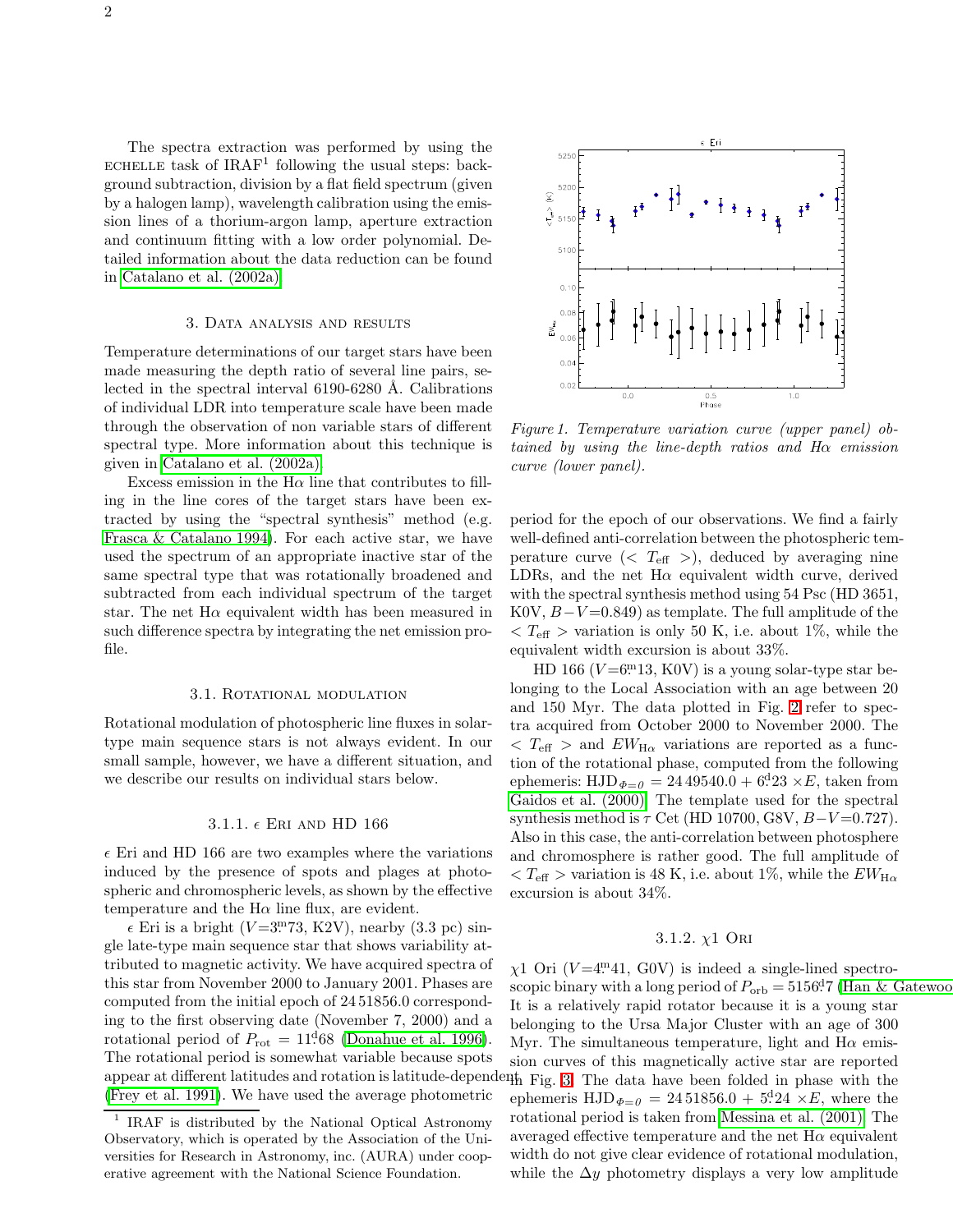The spectra extraction was performed by using the ECHELLE task of IRAF[1] following the usual steps: background subtraction, division by a flat field spectrum (given by a halogen lamp), wavelength calibration using the emission lines of a thorium-argon lamp, aperture extraction and continuum fitting with a low order polynomial. Detailed information about the data reduction can be found in Catalano et al. (2002a).

## 3. Data analysis and results

Temperature determinations of our target stars have been made measuring the depth ratio of several line pairs, selected in the spectral interval 6190-6280 Å. Calibrations of individual LDR into temperature scale have been made through the observation of non variable stars of different spectral type. More information about this technique is given in Catalano et al. (2002a).

Excess emission in the H$\alpha$ line that contributes to filling in the line cores of the target stars have been extracted by using the "spectral synthesis" method (e.g. Frasca & Catalano 1994). For each active star, we have used the spectrum of an appropriate inactive star of the same spectral type that was rotationally broadened and subtracted from each individual spectrum of the target star. The net H$\alpha$ equivalent width has been measured in such difference spectra by integrating the net emission profile.

### 3.1. Rotational modulation

Rotational modulation of photospheric line fluxes in solar-type main sequence stars is not always evident. In our small sample, however, we have a different situation, and we describe our results on individual stars below.

#### 3.1.1. $\epsilon$ Eri and HD 166

$\epsilon$ Eri and HD 166 are two examples where the variations induced by the presence of spots and plages at photospheric and chromospheric levels, as shown by the effective temperature and the H$\alpha$ line flux, are evident.

$\epsilon$ Eri is a bright ($V$=3$^{\rm m}_{.}$73, K2V), nearby (3.3 pc) single late-type main sequence star that shows variability attributed to magnetic activity. We have acquired spectra of this star from November 2000 to January 2001. Phases are computed from the initial epoch of 24 51856.0 corresponding to the first observing date (November 7, 2000) and a rotational period of $P_{\rm rot}$ = 11$^{\rm d}_{.}$68 (Donahue et al. 1996). The rotational period is somewhat variable because spots appear at different latitudes and rotation is latitude-dependent (Frey et al. 1991). We have used the average photometric period for the epoch of our observations. We find a fairly well-defined anti-correlation between the photospheric temperature curve ($< T_{\rm eff} >$), deduced by averaging nine LDRs, and the net H$\alpha$ equivalent width curve, derived with the spectral synthesis method using 54 Psc (HD 3651, K0V, $B-V$=0.849) as template. The full amplitude of the $< T_{\rm eff} >$ variation is only 50 K, i.e. about 1%, while the equivalent width excursion is about 33%.

*Figure 1. Temperature variation curve (upper panel) obtained by using the line-depth ratios and H$\alpha$ emission curve (lower panel).*

HD 166 ($V$=6$^{\rm m}_{.}$13, K0V) is a young solar-type star belonging to the Local Association with an age between 20 and 150 Myr. The data plotted in Fig. 2 refer to spectra acquired from October 2000 to November 2000. The $< T_{\rm eff} >$ and $EW_{\rm H\alpha}$ variations are reported as a function of the rotational phase, computed from the following ephemeris: HJD$_{\Phi=0}$ = 24 49540.0 + 6$^{\rm d}_{.}$23 $\times E$, taken from Gaidos et al. (2000). The template used for the spectral synthesis method is $\tau$ Cet (HD 10700, G8V, $B-V$=0.727). Also in this case, the anti-correlation between photosphere and chromosphere is rather good. The full amplitude of $< T_{\rm eff} >$ variation is 48 K, i.e. about 1%, while the $EW_{\rm H\alpha}$ excursion is about 34%.

#### 3.1.2. $\chi$1 Ori

$\chi$1 Ori ($V$=4$^{\rm m}_{.}$41, G0V) is indeed a single-lined spectroscopic binary with a long period of $P_{\rm orb}$ = 5156$^{\rm d}_{.}$7 (Han & Gatewood It is a relatively rapid rotator because it is a young star belonging to the Ursa Major Cluster with an age of 300 Myr. The simultaneous temperature, light and H$\alpha$ emission curves of this magnetically active star are reported in Fig. 3. The data have been folded in phase with the ephemeris HJD$_{\Phi=0}$ = 24 51856.0 + 5$^{\rm d}_{.}$24 $\times E$, where the rotational period is taken from Messina et al. (2001). The averaged effective temperature and the net H$\alpha$ equivalent width do not give clear evidence of rotational modulation, while the $\Delta y$ photometry displays a very low amplitude

[1] IRAF is distributed by the National Optical Astronomy Observatory, which is operated by the Association of the Universities for Research in Astronomy, inc. (AURA) under cooperative agreement with the National Science Foundation.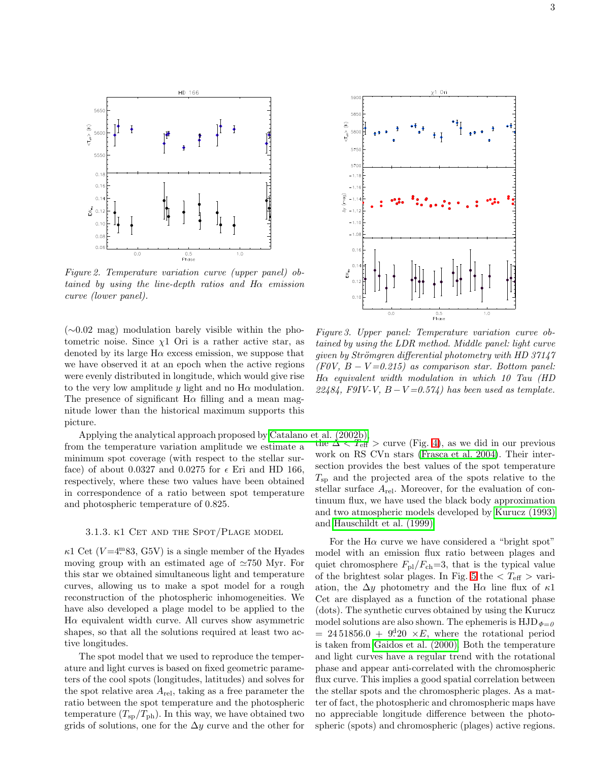*Figure 2. Temperature variation curve (upper panel) obtained by using the line-depth ratios and Hα emission curve (lower panel).*

*Figure 3. Upper panel: Temperature variation curve obtained by using the LDR method. Middle panel: light curve given by Strömgren differential photometry with HD 37147 (F0V, $B-V$=0.215) as comparison star. Bottom panel: Hα equivalent width modulation in which 10 Tau (HD 22484, F9IV-V, $B-V$=0.574) has been used as template.*

(∼0.02 mag) modulation barely visible within the photometric noise. Since χ1 Ori is a rather active star, as denoted by its large Hα excess emission, we suppose that we have observed it at an epoch when the active regions were evenly distributed in longitude, which would give rise to the very low amplitude $y$ light and no Hα modulation. The presence of significant Hα filling and a mean magnitude lower than the historical maximum supports this picture.

Applying the analytical approach proposed by Catalano et al. (2002b), from the temperature variation amplitude we estimate a minimum spot coverage (with respect to the stellar surface) of about 0.0327 and 0.0275 for ϵ Eri and HD 166, respectively, where these two values have been obtained in correspondence of a ratio between spot temperature and photospheric temperature of 0.825.

### 3.1.3. κ1 Cet and the Spot/Plage model

κ1 Cet ($V$=4$^{\rm m}$.83, G5V) is a single member of the Hyades moving group with an estimated age of ≃750 Myr. For this star we obtained simultaneous light and temperature curves, allowing us to make a spot model for a rough reconstruction of the photospheric inhomogeneities. We have also developed a plage model to be applied to the Hα equivalent width curve. All curves show asymmetric shapes, so that all the solutions required at least two active longitudes.

The spot model that we used to reproduce the temperature and light curves is based on fixed geometric parameters of the cool spots (longitudes, latitudes) and solves for the spot relative area $A_{\rm rel}$, taking as a free parameter the ratio between the spot temperature and the photospheric temperature ($T_{\rm sp}/T_{\rm ph}$). In this way, we have obtained two grids of solutions, one for the $\Delta y$ curve and the other for the $\Delta < T_{\rm eff} >$ curve (Fig. 4), as we did in our previous work on RS CVn stars (Frasca et al. 2004). Their intersection provides the best values of the spot temperature $T_{\rm sp}$ and the projected area of the spots relative to the stellar surface $A_{\rm rel}$. Moreover, for the evaluation of continuum flux, we have used the black body approximation and two atmospheric models developed by Kurucz (1993) and Hauschildt et al. (1999).

For the Hα curve we have considered a "bright spot" model with an emission flux ratio between plages and quiet chromosphere $F_{\rm pl}/F_{\rm ch}$=3, that is the typical value of the brightest solar plages. In Fig. 5 the $< T_{\rm eff} >$ variation, the $\Delta y$ photometry and the Hα line flux of κ1 Cet are displayed as a function of the rotational phase (dots). The synthetic curves obtained by using the Kurucz model solutions are also shown. The ephemeris is HJD$_{\Phi=0}$ = 2451856.0 + 9$^{\rm d}$.20 ×$E$, where the rotational period is taken from Gaidos et al. (2000). Both the temperature and light curves have a regular trend with the rotational phase and appear anti-correlated with the chromospheric flux curve. This implies a good spatial correlation between the stellar spots and the chromospheric plages. As a matter of fact, the photospheric and chromospheric maps have no appreciable longitude difference between the photospheric (spots) and chromospheric (plages) active regions.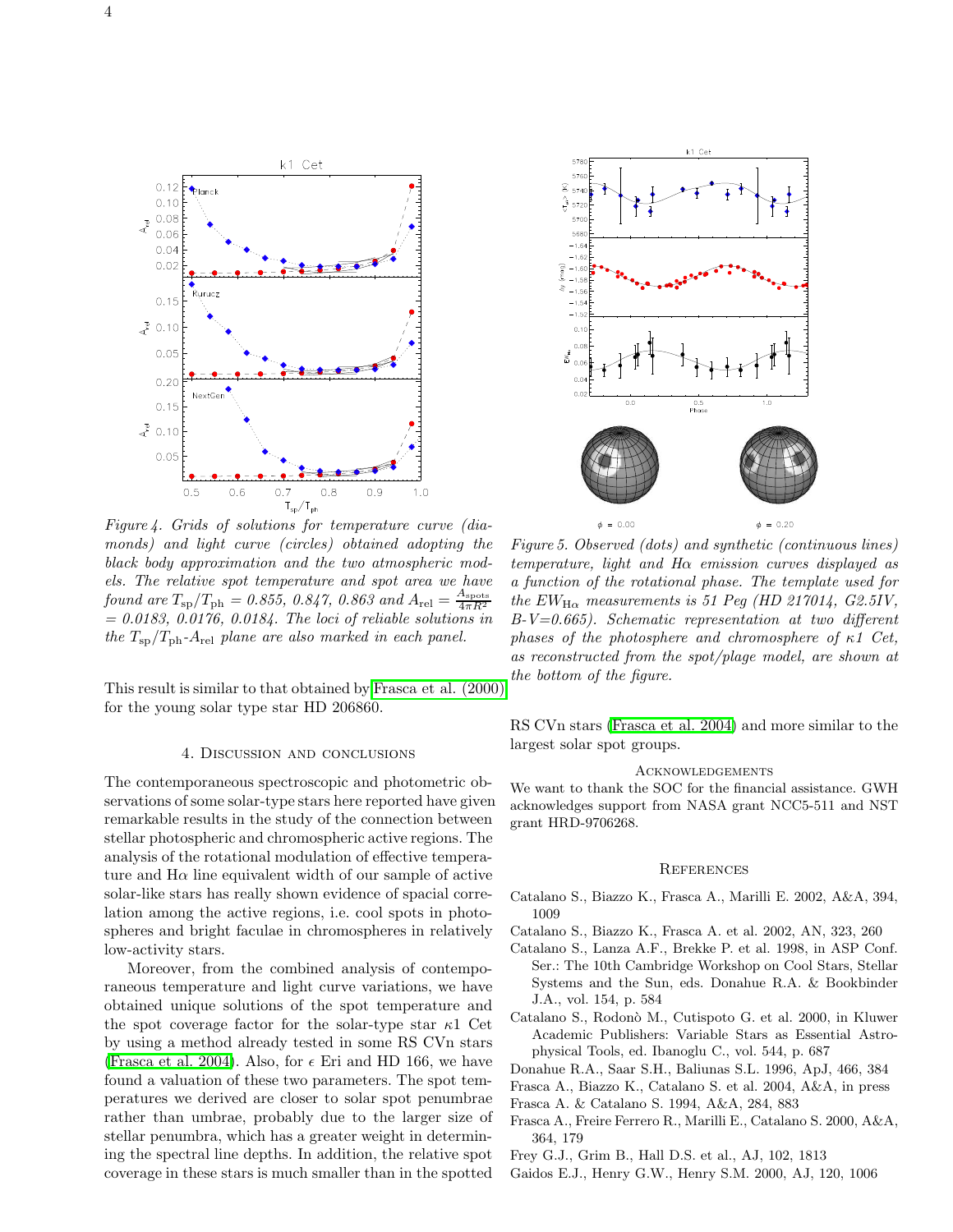*Figure 4. Grids of solutions for temperature curve (diamonds) and light curve (circles) obtained adopting the black body approximation and the two atmospheric models. The relative spot temperature and spot area we have found are $T_{\rm sp}/T_{\rm ph}$ = 0.855, 0.847, 0.863 and $A_{\rm rel} = \frac{A_{\rm spots}}{4\pi R^2}$ = 0.0183, 0.0176, 0.0184. The loci of reliable solutions in the $T_{\rm sp}/T_{\rm ph}$-$A_{\rm rel}$ plane are also marked in each panel.*

*Figure 5. Observed (dots) and synthetic (continuous lines) temperature, light and Hα emission curves displayed as a function of the rotational phase. The template used for the $EW_{\rm H\alpha}$ measurements is 51 Peg (HD 217014, G2.5IV, B-V=0.665). Schematic representation at two different phases of the photosphere and chromosphere of κ1 Cet, as reconstructed from the spot/plage model, are shown at the bottom of the figure.*

This result is similar to that obtained by Frasca et al. (2000) for the young solar type star HD 206860.

## 4. Discussion and conclusions

The contemporaneous spectroscopic and photometric observations of some solar-type stars here reported have given remarkable results in the study of the connection between stellar photospheric and chromospheric active regions. The analysis of the rotational modulation of effective temperature and Hα line equivalent width of our sample of active solar-like stars has really shown evidence of spacial correlation among the active regions, i.e. cool spots in photospheres and bright faculae in chromospheres in relatively low-activity stars.

Moreover, from the combined analysis of contemporaneous temperature and light curve variations, we have obtained unique solutions of the spot temperature and the spot coverage factor for the solar-type star κ1 Cet by using a method already tested in some RS CVn stars (Frasca et al. 2004). Also, for ϵ Eri and HD 166, we have found a valuation of these two parameters. The spot temperatures we derived are closer to solar spot penumbrae rather than umbrae, probably due to the larger size of stellar penumbra, which has a greater weight in determining the spectral line depths. In addition, the relative spot coverage in these stars is much smaller than in the spotted RS CVn stars (Frasca et al. 2004) and more similar to the largest solar spot groups.

## Acknowledgements

We want to thank the SOC for the financial assistance. GWH acknowledges support from NASA grant NCC5-511 and NST grant HRD-9706268.

## References

Catalano S., Biazzo K., Frasca A., Marilli E. 2002, A&A, 394, 1009

Catalano S., Biazzo K., Frasca A. et al. 2002, AN, 323, 260

Catalano S., Lanza A.F., Brekke P. et al. 1998, in ASP Conf. Ser.: The 10th Cambridge Workshop on Cool Stars, Stellar Systems and the Sun, eds. Donahue R.A. & Bookbinder J.A., vol. 154, p. 584

Catalano S., Rodonò M., Cutispoto G. et al. 2000, in Kluwer Academic Publishers: Variable Stars as Essential Astrophysical Tools, ed. Ibanoglu C., vol. 544, p. 687

Donahue R.A., Saar S.H., Baliunas S.L. 1996, ApJ, 466, 384

Frasca A., Biazzo K., Catalano S. et al. 2004, A&A, in press

Frasca A. & Catalano S. 1994, A&A, 284, 883

Frasca A., Freire Ferrero R., Marilli E., Catalano S. 2000, A&A, 364, 179

Frey G.J., Grim B., Hall D.S. et al., AJ, 102, 1813

Gaidos E.J., Henry G.W., Henry S.M. 2000, AJ, 120, 1006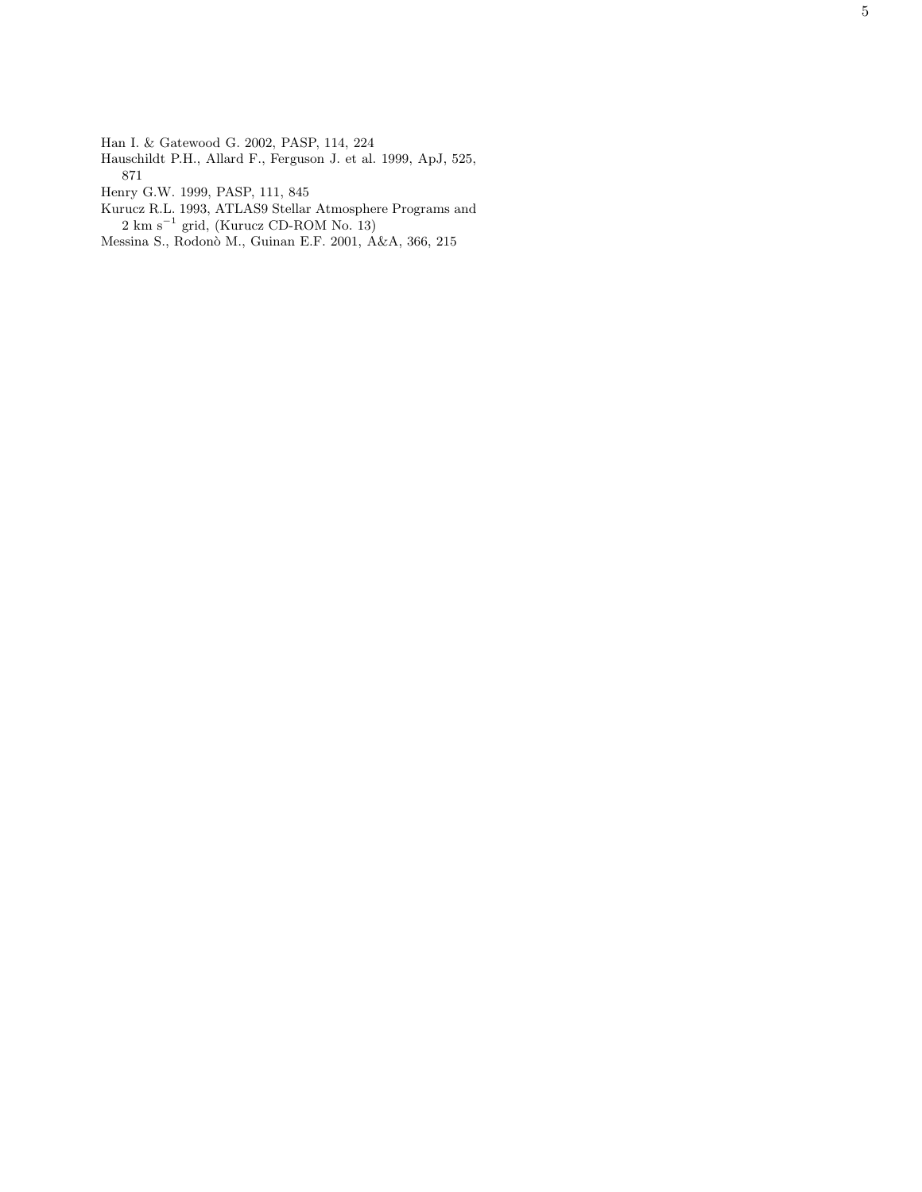Han I. & Gatewood G. 2002, PASP, 114, 224

Hauschildt P.H., Allard F., Ferguson J. et al. 1999, ApJ, 525, 871

Henry G.W. 1999, PASP, 111, 845

Kurucz R.L. 1993, ATLAS9 Stellar Atmosphere Programs and 2 km $s^{-1}$ grid, (Kurucz CD-ROM No. 13)

Messina S., Rodonò M., Guinan E.F. 2001, A&A, 366, 215